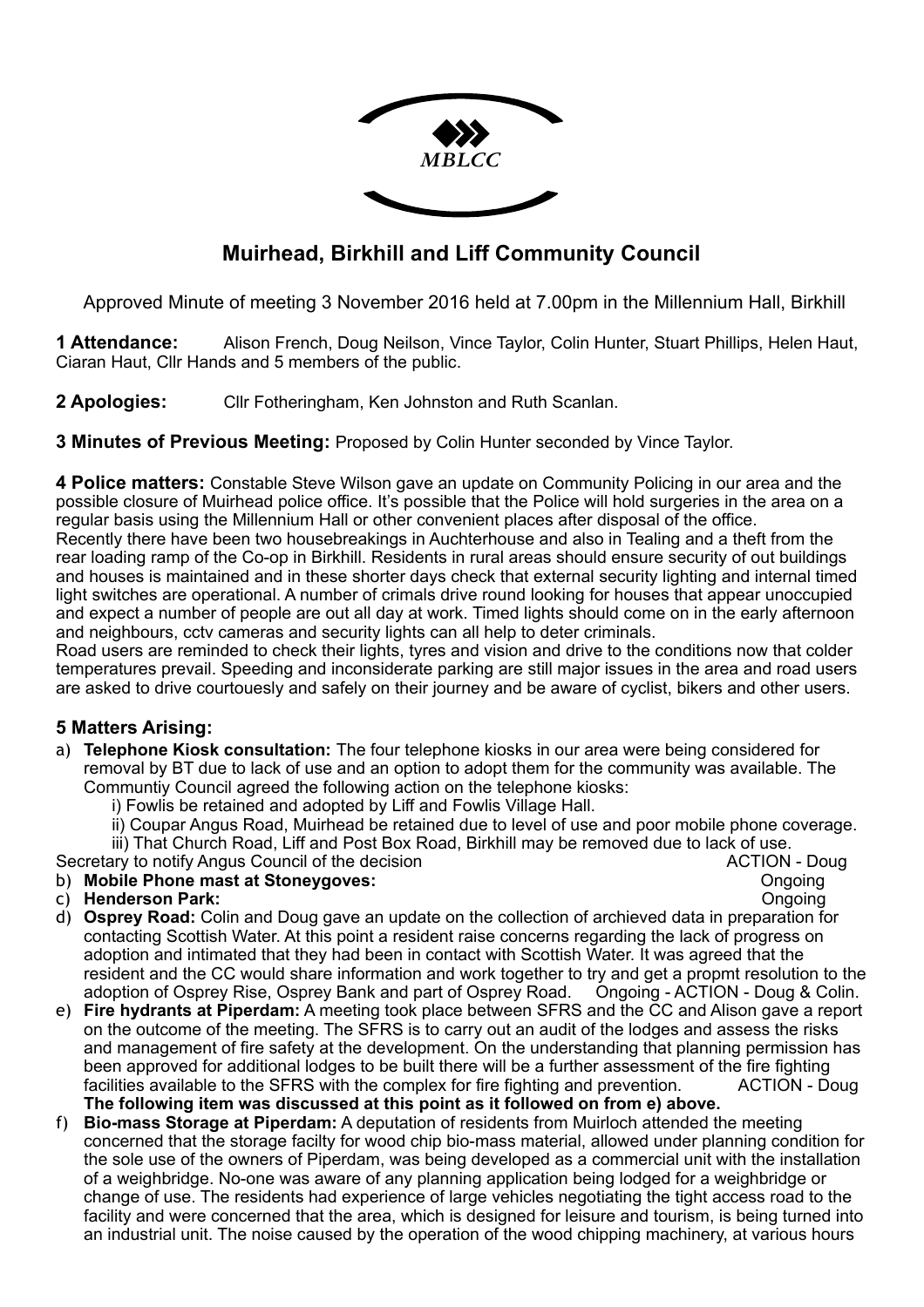MBLCC

# Muirhead, Birkhill and Liff Community Council

Approved Minute of meeting 3 November 2016 held at 7.00pm in the Millennium Hall, Birkhill

**1 Attendance:** Alison French, Doug Neilson, Vince Taylor, Colin Hunter, Stuart Phillips, Helen Haut, Ciaran Haut, Cllr Hands and 5 members of the public.

**2 Apologies:** Cllr Fotheringham, Ken Johnston and Ruth Scanlan.

**3 Minutes of Previous Meeting:** Proposed by Colin Hunter seconded by Vince Taylor.

**4 Police matters:** Constable Steve Wilson gave an update on Community Policing in our area and the possible closure of Muirhead police office. It's possible that the Police will hold surgeries in the area on a regular basis using the Millennium Hall or other convenient places after disposal of the office.
Recently there have been two housebreakings in Auchterhouse and also in Tealing and a theft from the rear loading ramp of the Co-op in Birkhill. Residents in rural areas should ensure security of out buildings and houses is maintained and in these shorter days check that external security lighting and internal timed light switches are operational. A number of crimals drive round looking for houses that appear unoccupied and expect a number of people are out all day at work. Timed lights should come on in the early afternoon and neighbours, cctv cameras and security lights can all help to deter criminals.
Road users are reminded to check their lights, tyres and vision and drive to the conditions now that colder temperatures prevail. Speeding and inconsiderate parking are still major issues in the area and road users are asked to drive courtouesly and safely on their journey and be aware of cyclist, bikers and other users.

## 5 Matters Arising:

a) **Telephone Kiosk consultation:** The four telephone kiosks in our area were being considered for removal by BT due to lack of use and an option to adopt them for the community was available. The Communtiy Council agreed the following action on the telephone kiosks:
   i) Fowlis be retained and adopted by Liff and Fowlis Village Hall.
   ii) Coupar Angus Road, Muirhead be retained due to level of use and poor mobile phone coverage.
   iii) That Church Road, Liff and Post Box Road, Birkhill may be removed due to lack of use.

Secretary to notify Angus Council of the decision ACTION - Doug

b) **Mobile Phone mast at Stoneygoves:** Ongoing

c) **Henderson Park:** Ongoing

d) **Osprey Road:** Colin and Doug gave an update on the collection of archieved data in preparation for contacting Scottish Water. At this point a resident raise concerns regarding the lack of progress on adoption and intimated that they had been in contact with Scottish Water. It was agreed that the resident and the CC would share information and work together to try and get a propmt resolution to the adoption of Osprey Rise, Osprey Bank and part of Osprey Road. Ongoing - ACTION - Doug & Colin.

e) **Fire hydrants at Piperdam:** A meeting took place between SFRS and the CC and Alison gave a report on the outcome of the meeting. The SFRS is to carry out an audit of the lodges and assess the risks and management of fire safety at the development. On the understanding that planning permission has been approved for additional lodges to be built there will be a further assessment of the fire fighting facilities available to the SFRS with the complex for fire fighting and prevention. ACTION - Doug
**The following item was discussed at this point as it followed on from e) above.**

f) **Bio-mass Storage at Piperdam:** A deputation of residents from Muirloch attended the meeting concerned that the storage facilty for wood chip bio-mass material, allowed under planning condition for the sole use of the owners of Piperdam, was being developed as a commercial unit with the installation of a weighbridge. No-one was aware of any planning application being lodged for a weighbridge or change of use. The residents had experience of large vehicles negotiating the tight access road to the facility and were concerned that the area, which is designed for leisure and tourism, is being turned into an industrial unit. The noise caused by the operation of the wood chipping machinery, at various hours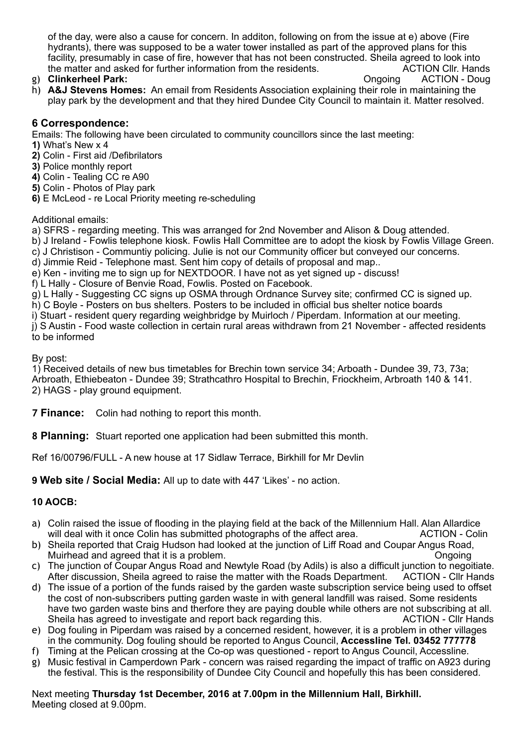of the day, were also a cause for concern. In additon, following on from the issue at e) above (Fire hydrants), there was supposed to be a water tower installed as part of the approved plans for this facility, presumably in case of fire, however that has not been constructed. Sheila agreed to look into the matter and asked for further information from the residents. ACTION Cllr. Hands

g) **Clinkerheel Park:** Ongoing ACTION - Doug

h) **A&J Stevens Homes:** An email from Residents Association explaining their role in maintaining the play park by the development and that they hired Dundee City Council to maintain it. Matter resolved.

## 6 Correspondence:

Emails: The following have been circulated to community councillors since the last meeting:

**1)** What's New x 4
**2)** Colin - First aid /Defibrilators
**3)** Police monthly report
**4)** Colin - Tealing CC re A90
**5)** Colin - Photos of Play park
**6)** E McLeod - re Local Priority meeting re-scheduling

Additional emails:

a) SFRS - regarding meeting. This was arranged for 2nd November and Alison & Doug attended.
b) J Ireland - Fowlis telephone kiosk. Fowlis Hall Committee are to adopt the kiosk by Fowlis Village Green.
c) J Christison - Communtiy policing. Julie is not our Community officer but conveyed our concerns.
d) Jimmie Reid - Telephone mast. Sent him copy of details of proposal and map..
e) Ken - inviting me to sign up for NEXTDOOR. I have not as yet signed up - discuss!
f) L Hally - Closure of Benvie Road, Fowlis. Posted on Facebook.
g) L Hally - Suggesting CC signs up OSMA through Ordnance Survey site; confirmed CC is signed up.
h) C Boyle - Posters on bus shelters. Posters to be included in official bus shelter notice boards
i) Stuart - resident query regarding weighbridge by Muirloch / Piperdam. Information at our meeting.
j) S Austin - Food waste collection in certain rural areas withdrawn from 21 November - affected residents to be informed

By post:

1) Received details of new bus timetables for Brechin town service 34; Arboath - Dundee 39, 73, 73a; Arbroath, Ethiebeaton - Dundee 39; Strathcathro Hospital to Brechin, Friockheim, Arbroath 140 & 141.
2) HAGS - play ground equipment.

**7 Finance:** Colin had nothing to report this month.

**8 Planning:** Stuart reported one application had been submitted this month.

Ref 16/00796/FULL - A new house at 17 Sidlaw Terrace, Birkhill for Mr Devlin

**9 Web site / Social Media:** All up to date with 447 'Likes' - no action.

## 10 AOCB:

a) Colin raised the issue of flooding in the playing field at the back of the Millennium Hall. Alan Allardice will deal with it once Colin has submitted photographs of the affect area. ACTION - Colin
b) Sheila reported that Craig Hudson had looked at the junction of Liff Road and Coupar Angus Road, Muirhead and agreed that it is a problem. Ongoing
c) The junction of Coupar Angus Road and Newtyle Road (by Adils) is also a difficult junction to negoitiate. After discussion, Sheila agreed to raise the matter with the Roads Department. ACTION - Cllr Hands
d) The issue of a portion of the funds raised by the garden waste subscription service being used to offset the cost of non-subscribers putting garden waste in with general landfill was raised. Some residents have two garden waste bins and therfore they are paying double while others are not subscribing at all. Sheila has agreed to investigate and report back regarding this. ACTION - Cllr Hands
e) Dog fouling in Piperdam was raised by a concerned resident, however, it is a problem in other villages in the community. Dog fouling should be reported to Angus Council, **Accessline Tel. 03452 777778**
f) Timing at the Pelican crossing at the Co-op was questioned - report to Angus Council, Accessline.
g) Music festival in Camperdown Park - concern was raised regarding the impact of traffic on A923 during the festival. This is the responsibility of Dundee City Council and hopefully this has been considered.

Next meeting **Thursday 1st December, 2016 at 7.00pm in the Millennium Hall, Birkhill.**
Meeting closed at 9.00pm.